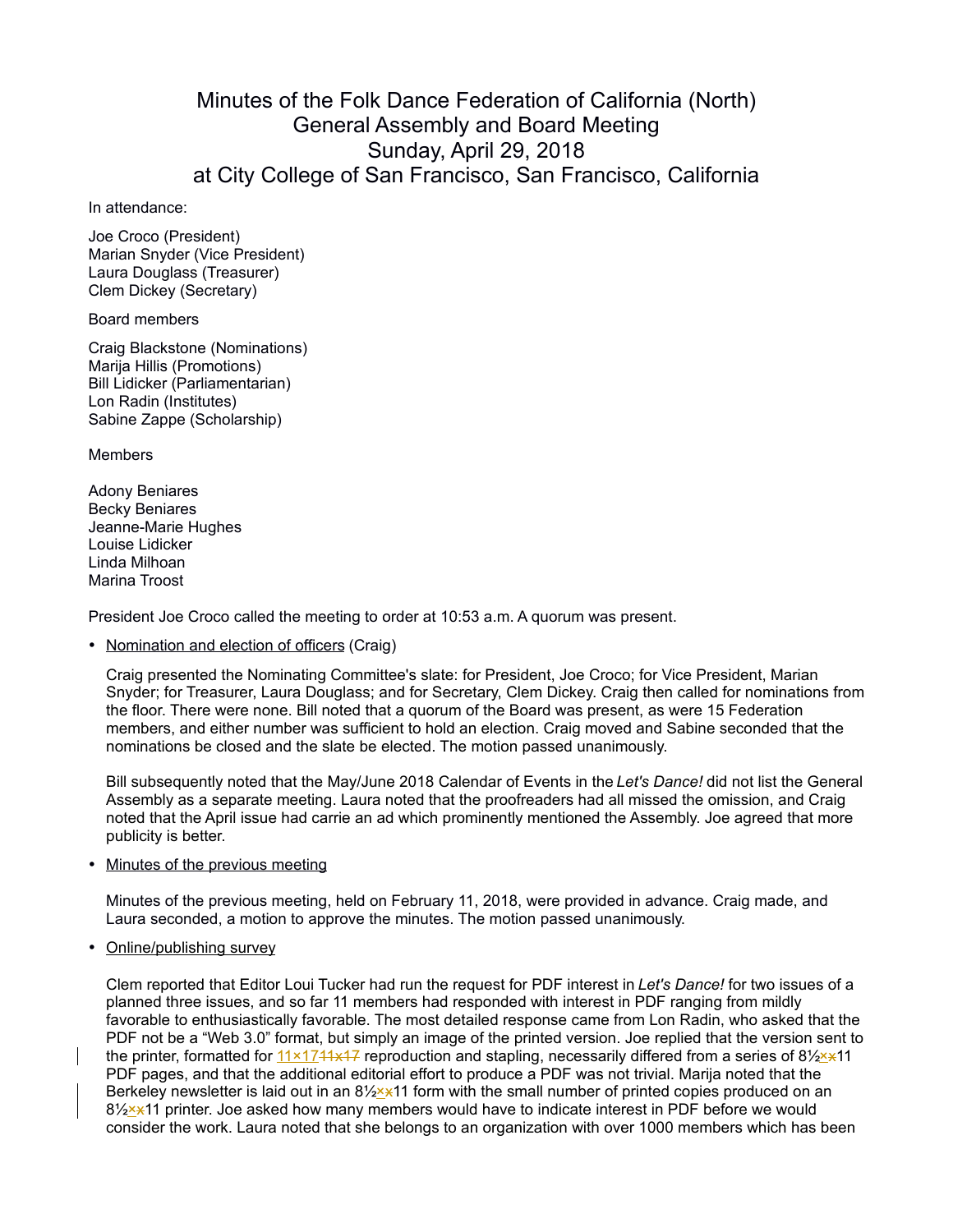# Minutes of the Folk Dance Federation of California (North)
# General Assembly and Board Meeting
# Sunday, April 29, 2018
# at City College of San Francisco, San Francisco, California

In attendance:

Joe Croco (President)
Marian Snyder (Vice President)
Laura Douglass (Treasurer)
Clem Dickey (Secretary)

Board members

Craig Blackstone (Nominations)
Marija Hillis (Promotions)
Bill Lidicker (Parliamentarian)
Lon Radin (Institutes)
Sabine Zappe (Scholarship)

Members

Adony Beniares
Becky Beniares
Jeanne-Marie Hughes
Louise Lidicker
Linda Milhoan
Marina Troost

President Joe Croco called the meeting to order at 10:53 a.m. A quorum was present.

- Nomination and election of officers (Craig)

  Craig presented the Nominating Committee's slate: for President, Joe Croco; for Vice President, Marian Snyder; for Treasurer, Laura Douglass; and for Secretary, Clem Dickey. Craig then called for nominations from the floor. There were none. Bill noted that a quorum of the Board was present, as were 15 Federation members, and either number was sufficient to hold an election. Craig moved and Sabine seconded that the nominations be closed and the slate be elected. The motion passed unanimously.

  Bill subsequently noted that the May/June 2018 Calendar of Events in the *Let's Dance!* did not list the General Assembly as a separate meeting. Laura noted that the proofreaders had all missed the omission, and Craig noted that the April issue had carrie an ad which prominently mentioned the Assembly. Joe agreed that more publicity is better.

- Minutes of the previous meeting

  Minutes of the previous meeting, held on February 11, 2018, were provided in advance. Craig made, and Laura seconded, a motion to approve the minutes. The motion passed unanimously.

- Online/publishing survey

  Clem reported that Editor Loui Tucker had run the request for PDF interest in *Let's Dance!* for two issues of a planned three issues, and so far 11 members had responded with interest in PDF ranging from mildly favorable to enthusiastically favorable. The most detailed response came from Lon Radin, who asked that the PDF not be a "Web 3.0" format, but simply an image of the printed version. Joe replied that the version sent to the printer, formatted for 11×17~~11x17~~ reproduction and stapling, necessarily differed from a series of 8½×~~x~~11 PDF pages, and that the additional editorial effort to produce a PDF was not trivial. Marija noted that the Berkeley newsletter is laid out in an 8½×~~x~~11 form with the small number of printed copies produced on an 8½×~~x~~11 printer. Joe asked how many members would have to indicate interest in PDF before we would consider the work. Laura noted that she belongs to an organization with over 1000 members which has been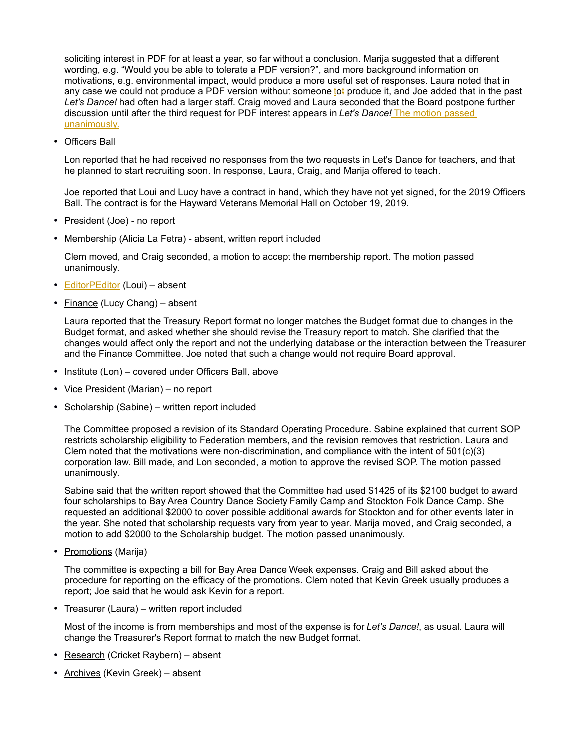soliciting interest in PDF for at least a year, so far without a conclusion. Marija suggested that a different wording, e.g. “Would you be able to tolerate a PDF version?”, and more background information on motivations, e.g. environmental impact, would produce a more useful set of responses. Laura noted that in any case we could not produce a PDF version without someone to produce it, and Joe added that in the past *Let's Dance!* had often had a larger staff. Craig moved and Laura seconded that the Board postpone further discussion until after the third request for PDF interest appears in *Let's Dance!* The motion passed unanimously.

- Officers Ball

  Lon reported that he had received no responses from the two requests in Let's Dance for teachers, and that he planned to start recruiting soon. In response, Laura, Craig, and Marija offered to teach.

  Joe reported that Loui and Lucy have a contract in hand, which they have not yet signed, for the 2019 Officers Ball. The contract is for the Hayward Veterans Memorial Hall on October 19, 2019.

- President (Joe) - no report

- Membership (Alicia La Fetra) - absent, written report included

  Clem moved, and Craig seconded, a motion to accept the membership report. The motion passed unanimously.

- Editor (Loui) – absent

- Finance (Lucy Chang) – absent

  Laura reported that the Treasury Report format no longer matches the Budget format due to changes in the Budget format, and asked whether she should revise the Treasury report to match. She clarified that the changes would affect only the report and not the underlying database or the interaction between the Treasurer and the Finance Committee. Joe noted that such a change would not require Board approval.

- Institute (Lon) – covered under Officers Ball, above

- Vice President (Marian) – no report

- Scholarship (Sabine) – written report included

  The Committee proposed a revision of its Standard Operating Procedure. Sabine explained that current SOP restricts scholarship eligibility to Federation members, and the revision removes that restriction. Laura and Clem noted that the motivations were non-discrimination, and compliance with the intent of 501(c)(3) corporation law. Bill made, and Lon seconded, a motion to approve the revised SOP. The motion passed unanimously.

  Sabine said that the written report showed that the Committee had used $1425 of its $2100 budget to award four scholarships to Bay Area Country Dance Society Family Camp and Stockton Folk Dance Camp. She requested an additional $2000 to cover possible additional awards for Stockton and for other events later in the year. She noted that scholarship requests vary from year to year. Marija moved, and Craig seconded, a motion to add $2000 to the Scholarship budget. The motion passed unanimously.

- Promotions (Marija)

  The committee is expecting a bill for Bay Area Dance Week expenses. Craig and Bill asked about the procedure for reporting on the efficacy of the promotions. Clem noted that Kevin Greek usually produces a report; Joe said that he would ask Kevin for a report.

- Treasurer (Laura) – written report included

  Most of the income is from memberships and most of the expense is for *Let's Dance!*, as usual. Laura will change the Treasurer's Report format to match the new Budget format.

- Research (Cricket Raybern) – absent

- Archives (Kevin Greek) – absent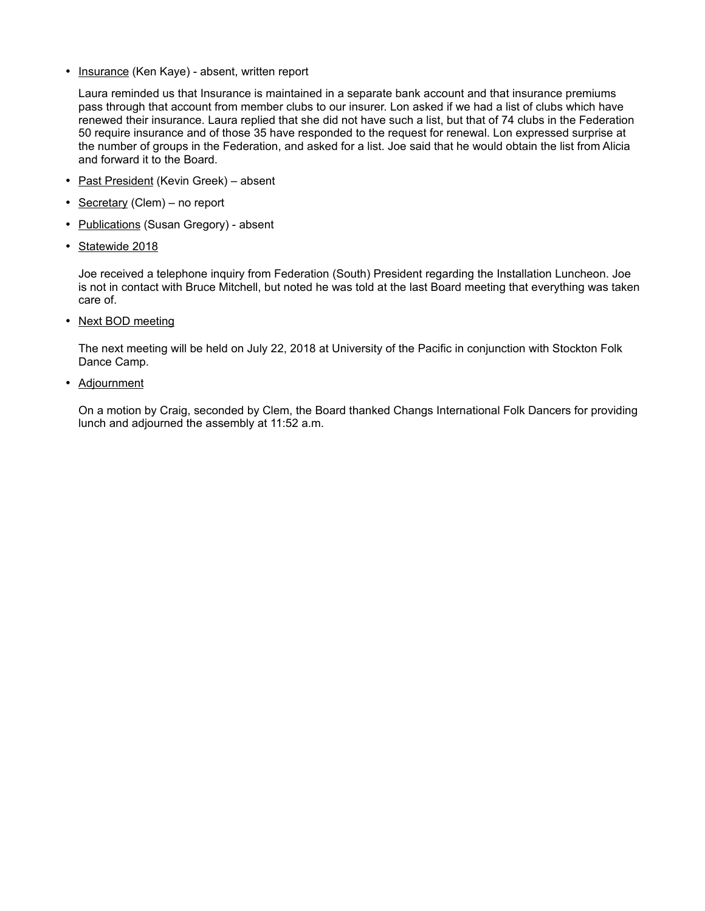- Insurance (Ken Kaye) - absent, written report

  Laura reminded us that Insurance is maintained in a separate bank account and that insurance premiums pass through that account from member clubs to our insurer. Lon asked if we had a list of clubs which have renewed their insurance. Laura replied that she did not have such a list, but that of 74 clubs in the Federation 50 require insurance and of those 35 have responded to the request for renewal. Lon expressed surprise at the number of groups in the Federation, and asked for a list. Joe said that he would obtain the list from Alicia and forward it to the Board.

- Past President (Kevin Greek) – absent

- Secretary (Clem) – no report

- Publications (Susan Gregory) - absent

- Statewide 2018

  Joe received a telephone inquiry from Federation (South) President regarding the Installation Luncheon. Joe is not in contact with Bruce Mitchell, but noted he was told at the last Board meeting that everything was taken care of.

- Next BOD meeting

  The next meeting will be held on July 22, 2018 at University of the Pacific in conjunction with Stockton Folk Dance Camp.

- Adjournment

  On a motion by Craig, seconded by Clem, the Board thanked Changs International Folk Dancers for providing lunch and adjourned the assembly at 11:52 a.m.